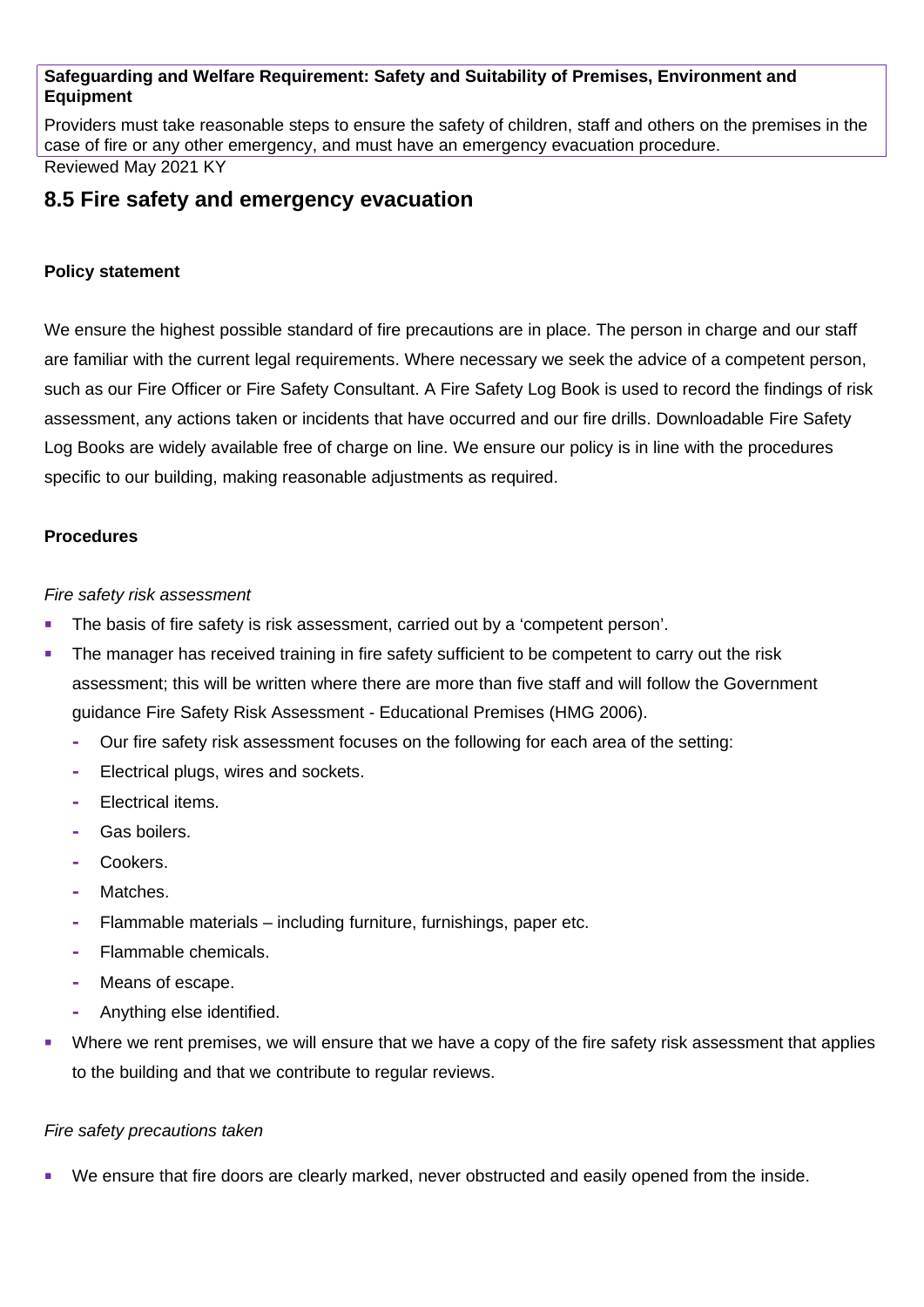**Safeguarding and Welfare Requirement: Safety and Suitability of Premises, Environment and Equipment**

Providers must take reasonable steps to ensure the safety of children, staff and others on the premises in the case of fire or any other emergency, and must have an emergency evacuation procedure.

Reviewed May 2021 KY

## 8.5 Fire safety and emergency evacuation

**Policy statement**

We ensure the highest possible standard of fire precautions are in place. The person in charge and our staff are familiar with the current legal requirements. Where necessary we seek the advice of a competent person, such as our Fire Officer or Fire Safety Consultant. A Fire Safety Log Book is used to record the findings of risk assessment, any actions taken or incidents that have occurred and our fire drills. Downloadable Fire Safety Log Books are widely available free of charge on line. We ensure our policy is in line with the procedures specific to our building, making reasonable adjustments as required.

**Procedures**

*Fire safety risk assessment*

- The basis of fire safety is risk assessment, carried out by a 'competent person'.
- The manager has received training in fire safety sufficient to be competent to carry out the risk assessment; this will be written where there are more than five staff and will follow the Government guidance Fire Safety Risk Assessment - Educational Premises (HMG 2006).
  - Our fire safety risk assessment focuses on the following for each area of the setting:
  - Electrical plugs, wires and sockets.
  - Electrical items.
  - Gas boilers.
  - Cookers.
  - Matches.
  - Flammable materials – including furniture, furnishings, paper etc.
  - Flammable chemicals.
  - Means of escape.
  - Anything else identified.
- Where we rent premises, we will ensure that we have a copy of the fire safety risk assessment that applies to the building and that we contribute to regular reviews.

*Fire safety precautions taken*

- We ensure that fire doors are clearly marked, never obstructed and easily opened from the inside.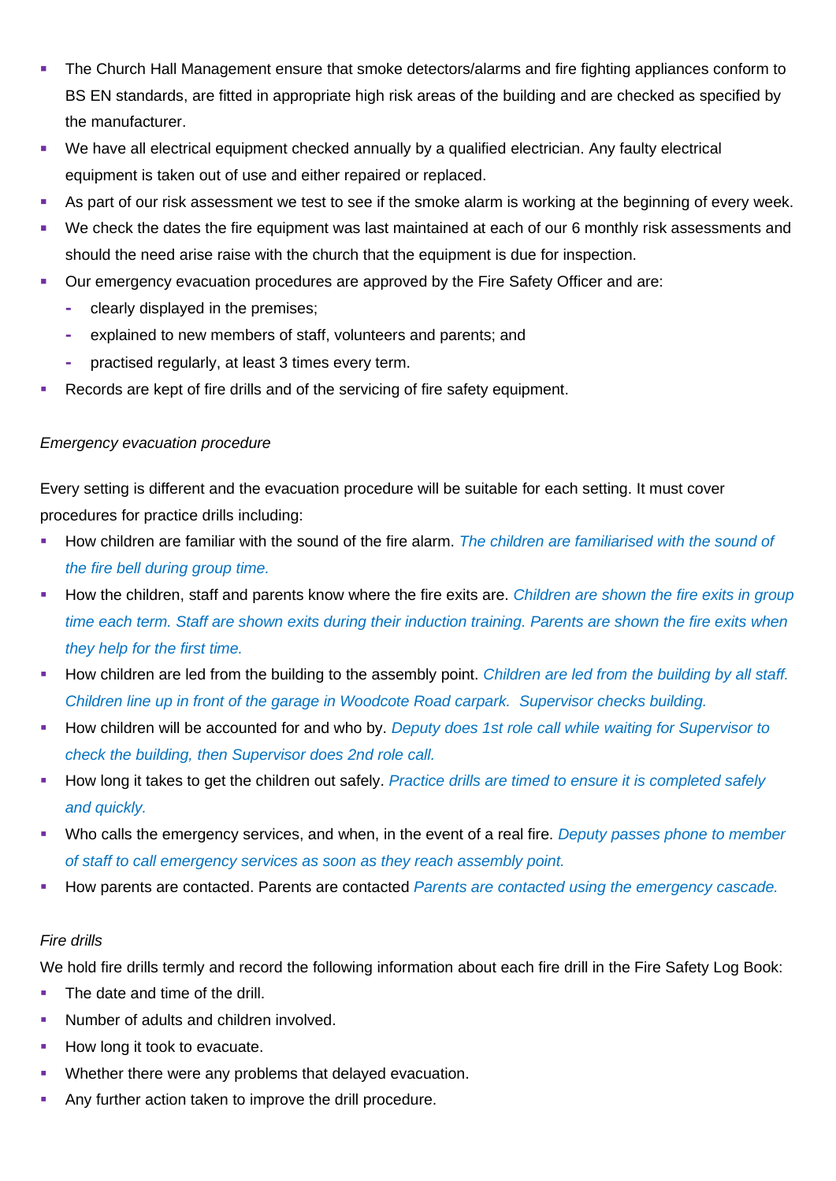- The Church Hall Management ensure that smoke detectors/alarms and fire fighting appliances conform to BS EN standards, are fitted in appropriate high risk areas of the building and are checked as specified by the manufacturer.
- We have all electrical equipment checked annually by a qualified electrician. Any faulty electrical equipment is taken out of use and either repaired or replaced.
- As part of our risk assessment we test to see if the smoke alarm is working at the beginning of every week.
- We check the dates the fire equipment was last maintained at each of our 6 monthly risk assessments and should the need arise raise with the church that the equipment is due for inspection.
- Our emergency evacuation procedures are approved by the Fire Safety Officer and are:
  - clearly displayed in the premises;
  - explained to new members of staff, volunteers and parents; and
  - practised regularly, at least 3 times every term.
- Records are kept of fire drills and of the servicing of fire safety equipment.

*Emergency evacuation procedure*

Every setting is different and the evacuation procedure will be suitable for each setting. It must cover procedures for practice drills including:

- How children are familiar with the sound of the fire alarm. *The children are familiarised with the sound of the fire bell during group time.*
- How the children, staff and parents know where the fire exits are. *Children are shown the fire exits in group time each term. Staff are shown exits during their induction training. Parents are shown the fire exits when they help for the first time.*
- How children are led from the building to the assembly point. *Children are led from the building by all staff. Children line up in front of the garage in Woodcote Road carpark. Supervisor checks building.*
- How children will be accounted for and who by. *Deputy does 1st role call while waiting for Supervisor to check the building, then Supervisor does 2nd role call.*
- How long it takes to get the children out safely. *Practice drills are timed to ensure it is completed safely and quickly.*
- Who calls the emergency services, and when, in the event of a real fire. *Deputy passes phone to member of staff to call emergency services as soon as they reach assembly point.*
- How parents are contacted. Parents are contacted *Parents are contacted using the emergency cascade.*

*Fire drills*

We hold fire drills termly and record the following information about each fire drill in the Fire Safety Log Book:

- The date and time of the drill.
- Number of adults and children involved.
- How long it took to evacuate.
- Whether there were any problems that delayed evacuation.
- Any further action taken to improve the drill procedure.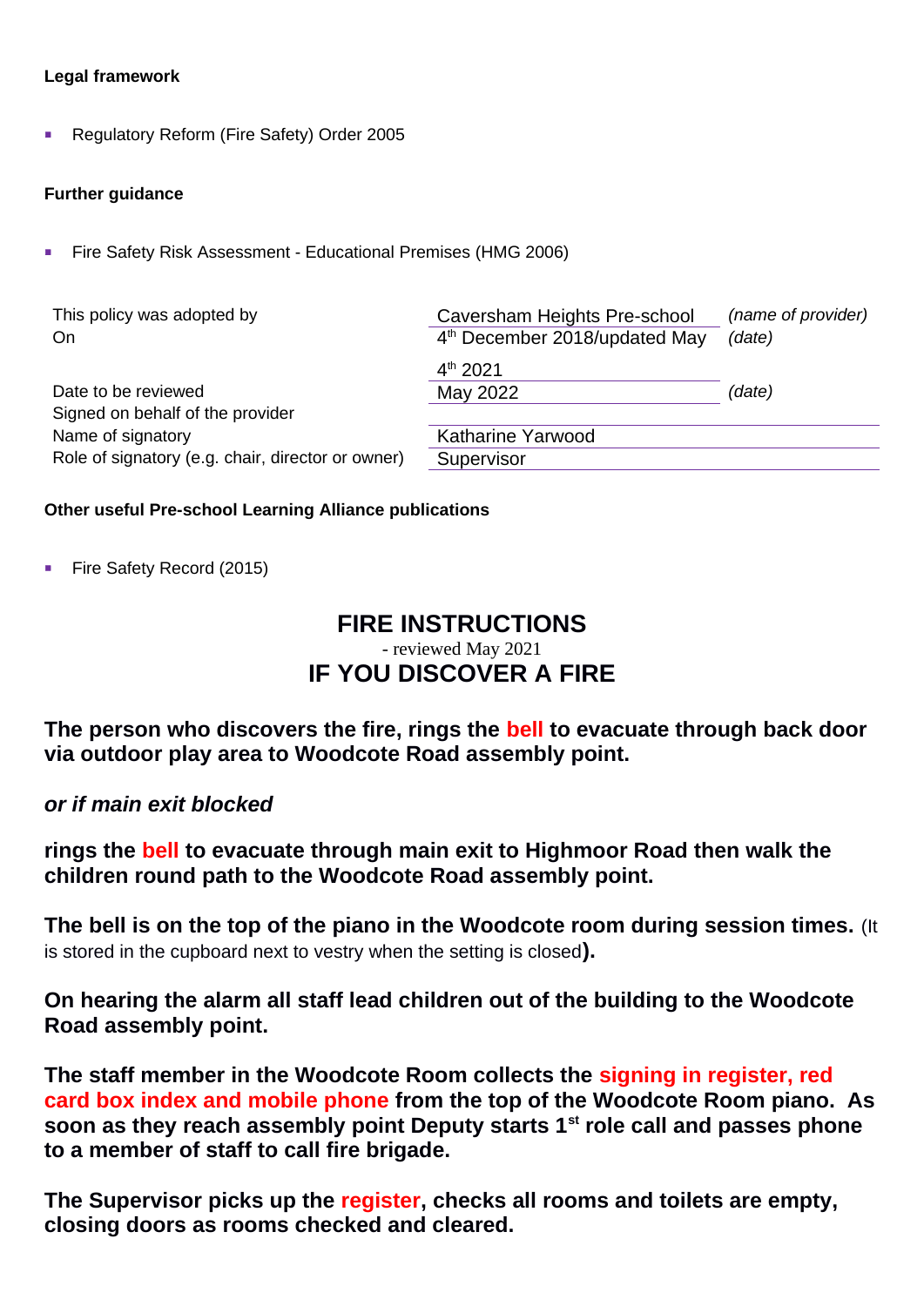**Legal framework**

- Regulatory Reform (Fire Safety) Order 2005

**Further guidance**

- Fire Safety Risk Assessment - Educational Premises (HMG 2006)

| This policy was adopted by | Caversham Heights Pre-school | *(name of provider)* |
|---|---|---|
| On | 4th December 2018/updated May 4th 2021 | *(date)* |
| Date to be reviewed | May 2022 | *(date)* |
| Signed on behalf of the provider | | |
| Name of signatory | Katharine Yarwood | |
| Role of signatory (e.g. chair, director or owner) | Supervisor | |

**Other useful Pre-school Learning Alliance publications**

- Fire Safety Record (2015)

# FIRE INSTRUCTIONS

- reviewed May 2021

# IF YOU DISCOVER A FIRE

**The person who discovers the fire, rings the bell to evacuate through back door via outdoor play area to Woodcote Road assembly point.**

***or if main exit blocked***

**rings the bell to evacuate through main exit to Highmoor Road then walk the children round path to the Woodcote Road assembly point.**

**The bell is on the top of the piano in the Woodcote room during session times.** (It is stored in the cupboard next to vestry when the setting is closed**).**

**On hearing the alarm all staff lead children out of the building to the Woodcote Road assembly point.**

**The staff member in the Woodcote Room collects the signing in register, red card box index and mobile phone from the top of the Woodcote Room piano. As soon as they reach assembly point Deputy starts 1st role call and passes phone to a member of staff to call fire brigade.**

**The Supervisor picks up the register, checks all rooms and toilets are empty, closing doors as rooms checked and cleared.**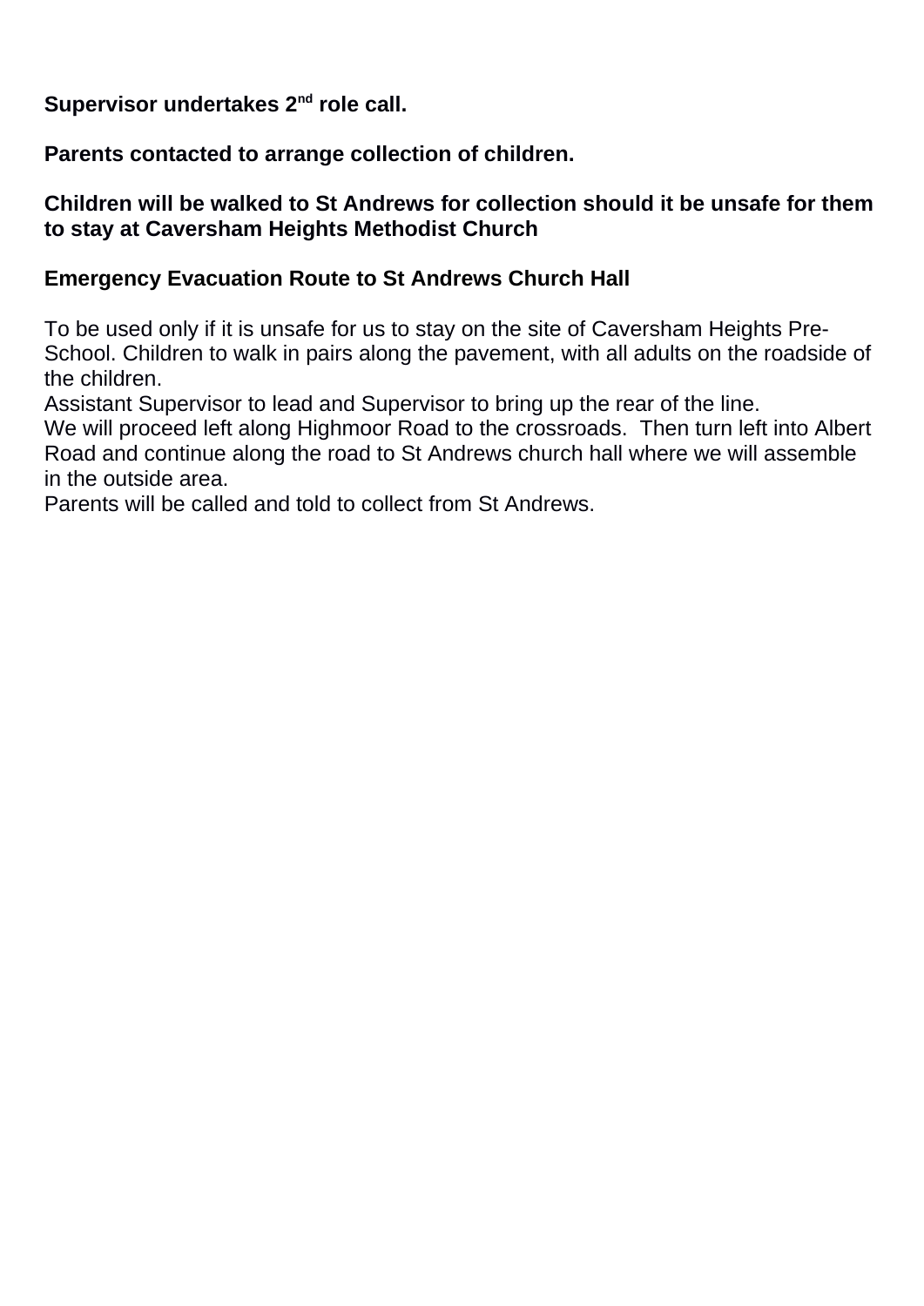**Supervisor undertakes 2nd role call.**

**Parents contacted to arrange collection of children.**

**Children will be walked to St Andrews for collection should it be unsafe for them to stay at Caversham Heights Methodist Church**

**Emergency Evacuation Route to St Andrews Church Hall**

To be used only if it is unsafe for us to stay on the site of Caversham Heights Pre-School. Children to walk in pairs along the pavement, with all adults on the roadside of the children.
Assistant Supervisor to lead and Supervisor to bring up the rear of the line.
We will proceed left along Highmoor Road to the crossroads. Then turn left into Albert Road and continue along the road to St Andrews church hall where we will assemble in the outside area.
Parents will be called and told to collect from St Andrews.